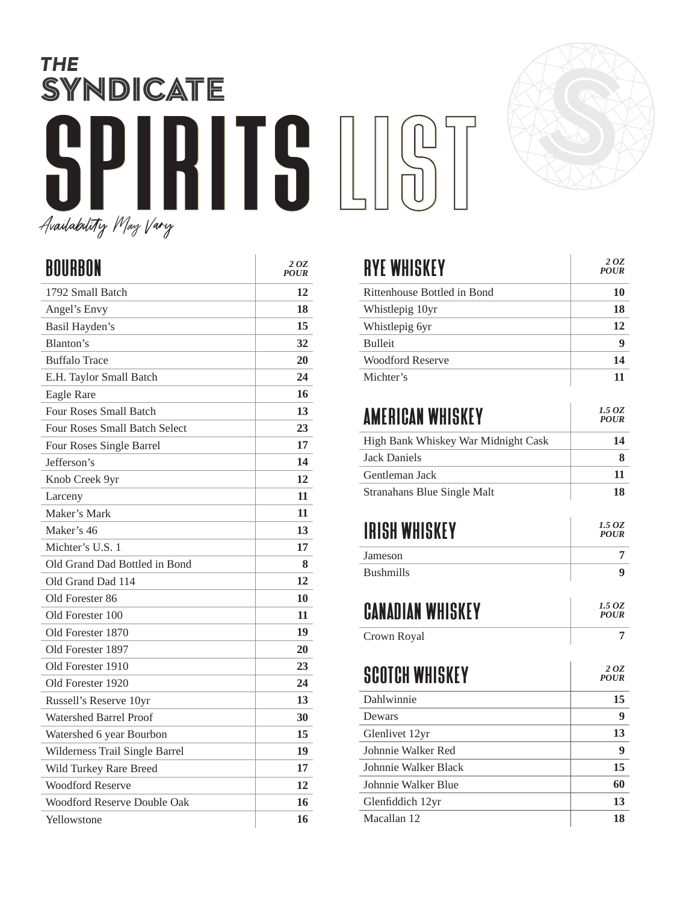# THE SYNDICATE SPIRITS LIST

*Availability May Vary*

| BOURBON | *2 OZ POUR* |
|---|---|
| 1792 Small Batch | **12** |
| Angel's Envy | **18** |
| Basil Hayden's | **15** |
| Blanton's | **32** |
| Buffalo Trace | **20** |
| E.H. Taylor Small Batch | **24** |
| Eagle Rare | **16** |
| Four Roses Small Batch | **13** |
| Four Roses Small Batch Select | **23** |
| Four Roses Single Barrel | **17** |
| Jefferson's | **14** |
| Knob Creek 9yr | **12** |
| Larceny | **11** |
| Maker's Mark | **11** |
| Maker's 46 | **13** |
| Michter's U.S. 1 | **17** |
| Old Grand Dad Bottled in Bond | **8** |
| Old Grand Dad 114 | **12** |
| Old Forester 86 | **10** |
| Old Forester 100 | **11** |
| Old Forester 1870 | **19** |
| Old Forester 1897 | **20** |
| Old Forester 1910 | **23** |
| Old Forester 1920 | **24** |
| Russell's Reserve 10yr | **13** |
| Watershed Barrel Proof | **30** |
| Watershed 6 year Bourbon | **15** |
| Wilderness Trail Single Barrel | **19** |
| Wild Turkey Rare Breed | **17** |
| Woodford Reserve | **12** |
| Woodford Reserve Double Oak | **16** |
| Yellowstone | **16** |

| RYE WHISKEY | *2 OZ POUR* |
|---|---|
| Rittenhouse Bottled in Bond | **10** |
| Whistlepig 10yr | **18** |
| Whistlepig 6yr | **12** |
| Bulleit | **9** |
| Woodford Reserve | **14** |
| Michter's | **11** |

| AMERICAN WHISKEY | *1.5 OZ POUR* |
|---|---|
| High Bank Whiskey War Midnight Cask | **14** |
| Jack Daniels | **8** |
| Gentleman Jack | **11** |
| Stranahans Blue Single Malt | **18** |

| IRISH WHISKEY | *1.5 OZ POUR* |
|---|---|
| Jameson | **7** |
| Bushmills | **9** |

| CANADIAN WHISKEY | *1.5 OZ POUR* |
|---|---|
| Crown Royal | **7** |

| SCOTCH WHISKEY | *2 OZ POUR* |
|---|---|
| Dahlwinnie | **15** |
| Dewars | **9** |
| Glenlivet 12yr | **13** |
| Johnnie Walker Red | **9** |
| Johnnie Walker Black | **15** |
| Johnnie Walker Blue | **60** |
| Glenfiddich 12yr | **13** |
| Macallan 12 | **18** |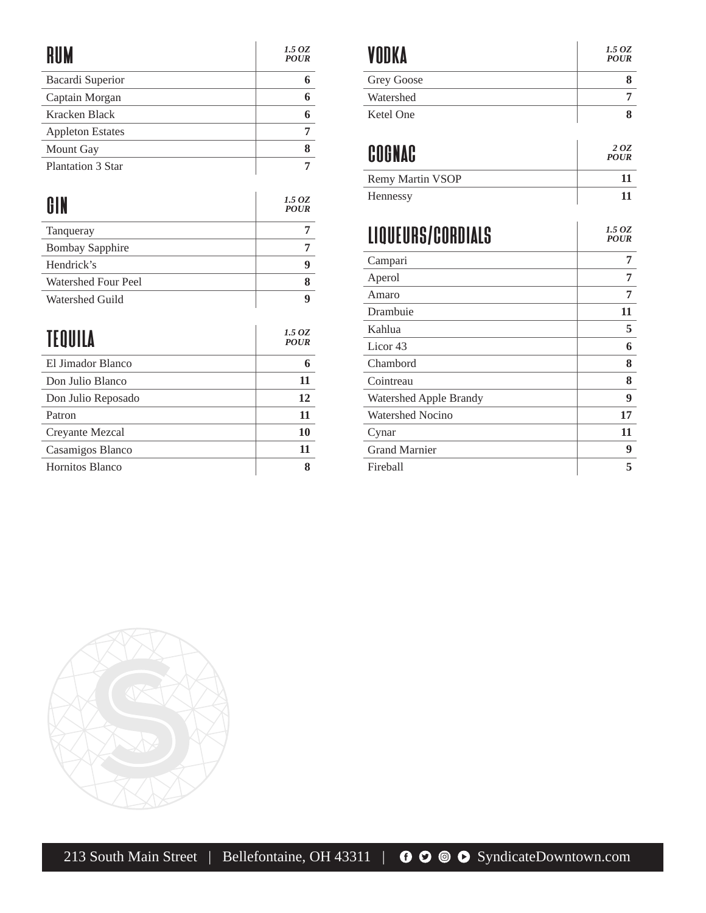## RUM

| RUM | *1.5 OZ POUR* |
|---|---|
| Bacardi Superior | **6** |
| Captain Morgan | **6** |
| Kracken Black | **6** |
| Appleton Estates | **7** |
| Mount Gay | **8** |
| Plantation 3 Star | **7** |

## GIN

| GIN | *1.5 OZ POUR* |
|---|---|
| Tanqueray | **7** |
| Bombay Sapphire | **7** |
| Hendrick's | **9** |
| Watershed Four Peel | **8** |
| Watershed Guild | **9** |

## TEQUILA

| TEQUILA | *1.5 OZ POUR* |
|---|---|
| El Jimador Blanco | **6** |
| Don Julio Blanco | **11** |
| Don Julio Reposado | **12** |
| Patron | **11** |
| Creyante Mezcal | **10** |
| Casamigos Blanco | **11** |
| Hornitos Blanco | **8** |

## VODKA

| VODKA | *1.5 OZ POUR* |
|---|---|
| Grey Goose | **8** |
| Watershed | **7** |
| Ketel One | **8** |

## COGNAC

| COGNAC | *2 OZ POUR* |
|---|---|
| Remy Martin VSOP | **11** |
| Hennessy | **11** |

## LIQUEURS/CORDIALS

| LIQUEURS/CORDIALS | *1.5 OZ POUR* |
|---|---|
| Campari | **7** |
| Aperol | **7** |
| Amaro | **7** |
| Drambuie | **11** |
| Kahlua | **5** |
| Licor 43 | **6** |
| Chambord | **8** |
| Cointreau | **8** |
| Watershed Apple Brandy | **9** |
| Watershed Nocino | **17** |
| Cynar | **11** |
| Grand Marnier | **9** |
| Fireball | **5** |

213 South Main Street | Bellefontaine, OH 43311 | SyndicateDowntown.com